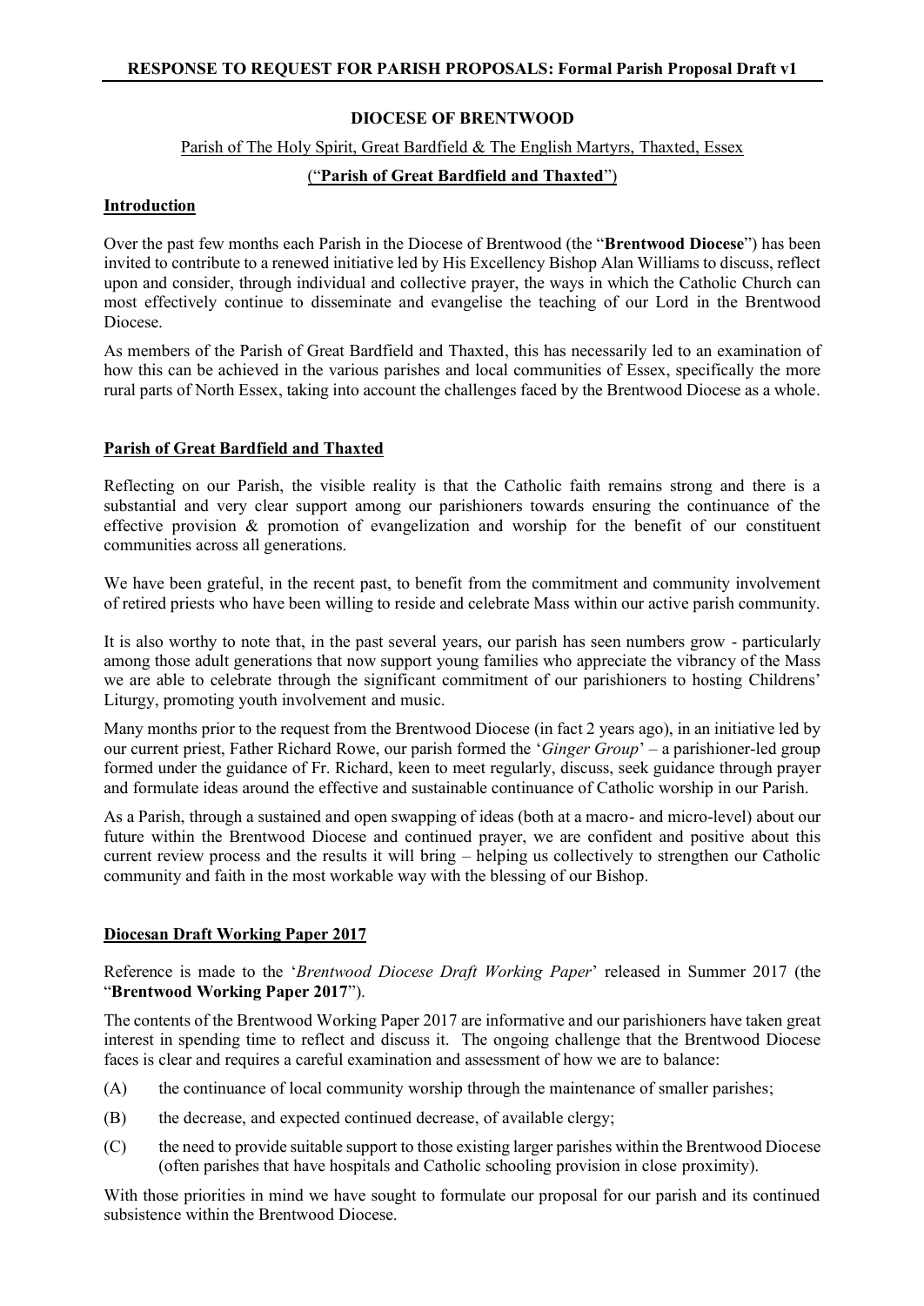**RESPONSE TO REQUEST FOR PARISH PROPOSALS: Formal Parish Proposal Draft v1**

# DIOCESE OF BRENTWOOD

Parish of The Holy Spirit, Great Bardfield & The English Martyrs, Thaxted, Essex

("**Parish of Great Bardfield and Thaxted**")

## Introduction

Over the past few months each Parish in the Diocese of Brentwood (the "**Brentwood Diocese**") has been invited to contribute to a renewed initiative led by His Excellency Bishop Alan Williams to discuss, reflect upon and consider, through individual and collective prayer, the ways in which the Catholic Church can most effectively continue to disseminate and evangelise the teaching of our Lord in the Brentwood Diocese.

As members of the Parish of Great Bardfield and Thaxted, this has necessarily led to an examination of how this can be achieved in the various parishes and local communities of Essex, specifically the more rural parts of North Essex, taking into account the challenges faced by the Brentwood Diocese as a whole.

## Parish of Great Bardfield and Thaxted

Reflecting on our Parish, the visible reality is that the Catholic faith remains strong and there is a substantial and very clear support among our parishioners towards ensuring the continuance of the effective provision & promotion of evangelization and worship for the benefit of our constituent communities across all generations.

We have been grateful, in the recent past, to benefit from the commitment and community involvement of retired priests who have been willing to reside and celebrate Mass within our active parish community.

It is also worthy to note that, in the past several years, our parish has seen numbers grow - particularly among those adult generations that now support young families who appreciate the vibrancy of the Mass we are able to celebrate through the significant commitment of our parishioners to hosting Childrens' Liturgy, promoting youth involvement and music.

Many months prior to the request from the Brentwood Diocese (in fact 2 years ago), in an initiative led by our current priest, Father Richard Rowe, our parish formed the '*Ginger Group*' – a parishioner-led group formed under the guidance of Fr. Richard, keen to meet regularly, discuss, seek guidance through prayer and formulate ideas around the effective and sustainable continuance of Catholic worship in our Parish.

As a Parish, through a sustained and open swapping of ideas (both at a macro- and micro-level) about our future within the Brentwood Diocese and continued prayer, we are confident and positive about this current review process and the results it will bring – helping us collectively to strengthen our Catholic community and faith in the most workable way with the blessing of our Bishop.

## Diocesan Draft Working Paper 2017

Reference is made to the '*Brentwood Diocese Draft Working Paper*' released in Summer 2017 (the "**Brentwood Working Paper 2017**").

The contents of the Brentwood Working Paper 2017 are informative and our parishioners have taken great interest in spending time to reflect and discuss it. The ongoing challenge that the Brentwood Diocese faces is clear and requires a careful examination and assessment of how we are to balance:

(A) the continuance of local community worship through the maintenance of smaller parishes;

(B) the decrease, and expected continued decrease, of available clergy;

(C) the need to provide suitable support to those existing larger parishes within the Brentwood Diocese (often parishes that have hospitals and Catholic schooling provision in close proximity).

With those priorities in mind we have sought to formulate our proposal for our parish and its continued subsistence within the Brentwood Diocese.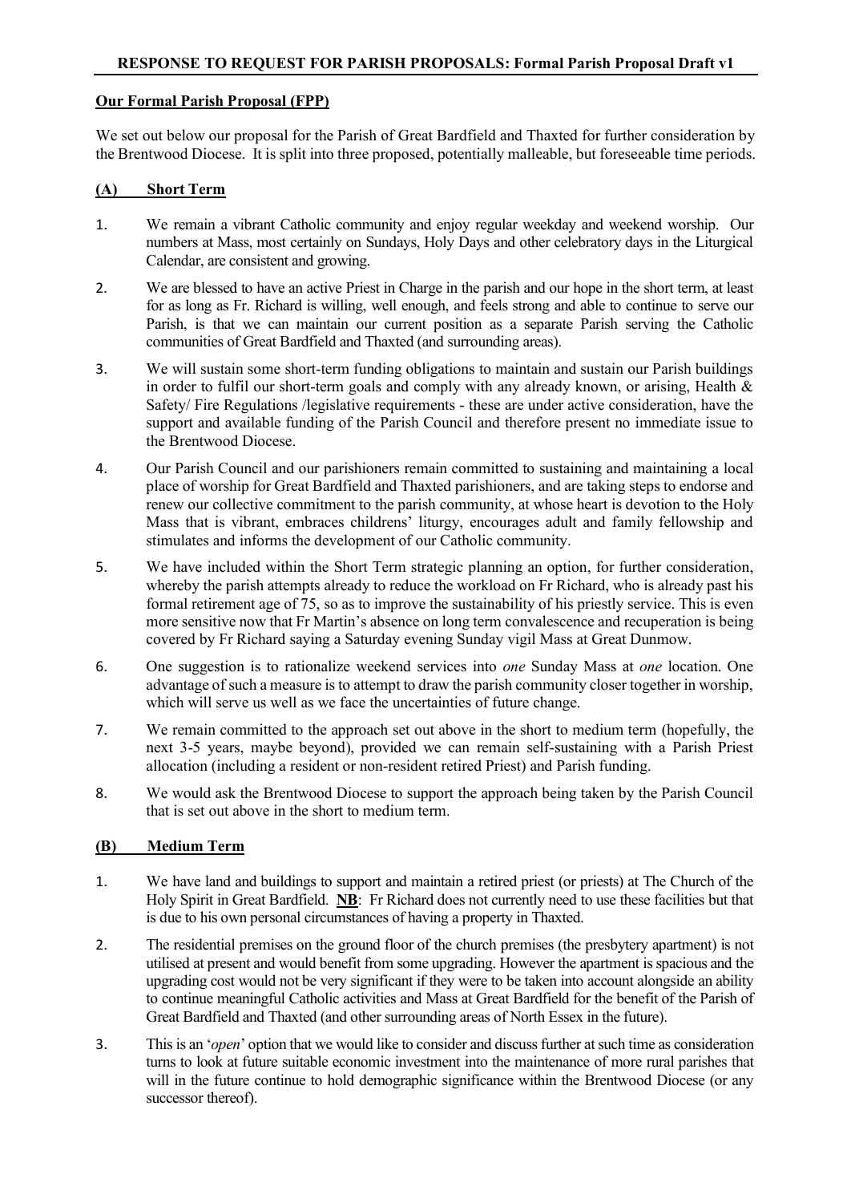**RESPONSE TO REQUEST FOR PARISH PROPOSALS: Formal Parish Proposal Draft v1**

**Our Formal Parish Proposal (FPP)**

We set out below our proposal for the Parish of Great Bardfield and Thaxted for further consideration by the Brentwood Diocese. It is split into three proposed, potentially malleable, but foreseeable time periods.

**(A) Short Term**

1. We remain a vibrant Catholic community and enjoy regular weekday and weekend worship. Our numbers at Mass, most certainly on Sundays, Holy Days and other celebratory days in the Liturgical Calendar, are consistent and growing.

2. We are blessed to have an active Priest in Charge in the parish and our hope in the short term, at least for as long as Fr. Richard is willing, well enough, and feels strong and able to continue to serve our Parish, is that we can maintain our current position as a separate Parish serving the Catholic communities of Great Bardfield and Thaxted (and surrounding areas).

3. We will sustain some short-term funding obligations to maintain and sustain our Parish buildings in order to fulfil our short-term goals and comply with any already known, or arising, Health & Safety/ Fire Regulations /legislative requirements - these are under active consideration, have the support and available funding of the Parish Council and therefore present no immediate issue to the Brentwood Diocese.

4. Our Parish Council and our parishioners remain committed to sustaining and maintaining a local place of worship for Great Bardfield and Thaxted parishioners, and are taking steps to endorse and renew our collective commitment to the parish community, at whose heart is devotion to the Holy Mass that is vibrant, embraces childrens' liturgy, encourages adult and family fellowship and stimulates and informs the development of our Catholic community.

5. We have included within the Short Term strategic planning an option, for further consideration, whereby the parish attempts already to reduce the workload on Fr Richard, who is already past his formal retirement age of 75, so as to improve the sustainability of his priestly service. This is even more sensitive now that Fr Martin's absence on long term convalescence and recuperation is being covered by Fr Richard saying a Saturday evening Sunday vigil Mass at Great Dunmow.

6. One suggestion is to rationalize weekend services into *one* Sunday Mass at *one* location. One advantage of such a measure is to attempt to draw the parish community closer together in worship, which will serve us well as we face the uncertainties of future change.

7. We remain committed to the approach set out above in the short to medium term (hopefully, the next 3-5 years, maybe beyond), provided we can remain self-sustaining with a Parish Priest allocation (including a resident or non-resident retired Priest) and Parish funding.

8. We would ask the Brentwood Diocese to support the approach being taken by the Parish Council that is set out above in the short to medium term.

**(B) Medium Term**

1. We have land and buildings to support and maintain a retired priest (or priests) at The Church of the Holy Spirit in Great Bardfield. **NB**: Fr Richard does not currently need to use these facilities but that is due to his own personal circumstances of having a property in Thaxted.

2. The residential premises on the ground floor of the church premises (the presbytery apartment) is not utilised at present and would benefit from some upgrading. However the apartment is spacious and the upgrading cost would not be very significant if they were to be taken into account alongside an ability to continue meaningful Catholic activities and Mass at Great Bardfield for the benefit of the Parish of Great Bardfield and Thaxted (and other surrounding areas of North Essex in the future).

3. This is an '*open*' option that we would like to consider and discuss further at such time as consideration turns to look at future suitable economic investment into the maintenance of more rural parishes that will in the future continue to hold demographic significance within the Brentwood Diocese (or any successor thereof).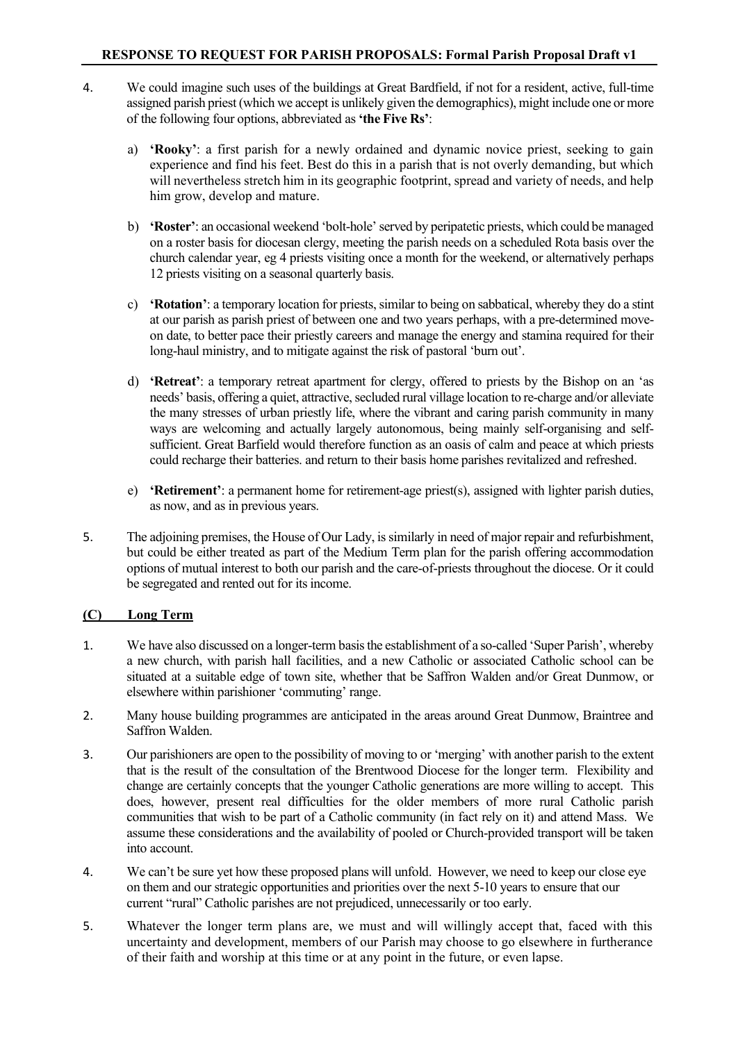4. We could imagine such uses of the buildings at Great Bardfield, if not for a resident, active, full-time assigned parish priest (which we accept is unlikely given the demographics), might include one or more of the following four options, abbreviated as **'the Five Rs'**:

   a) **'Rooky'**: a first parish for a newly ordained and dynamic novice priest, seeking to gain experience and find his feet. Best do this in a parish that is not overly demanding, but which will nevertheless stretch him in its geographic footprint, spread and variety of needs, and help him grow, develop and mature.

   b) **'Roster'**: an occasional weekend 'bolt-hole' served by peripatetic priests, which could be managed on a roster basis for diocesan clergy, meeting the parish needs on a scheduled Rota basis over the church calendar year, eg 4 priests visiting once a month for the weekend, or alternatively perhaps 12 priests visiting on a seasonal quarterly basis.

   c) **'Rotation'**: a temporary location for priests, similar to being on sabbatical, whereby they do a stint at our parish as parish priest of between one and two years perhaps, with a pre-determined move-on date, to better pace their priestly careers and manage the energy and stamina required for their long-haul ministry, and to mitigate against the risk of pastoral 'burn out'.

   d) **'Retreat'**: a temporary retreat apartment for clergy, offered to priests by the Bishop on an 'as needs' basis, offering a quiet, attractive, secluded rural village location to re-charge and/or alleviate the many stresses of urban priestly life, where the vibrant and caring parish community in many ways are welcoming and actually largely autonomous, being mainly self-organising and self-sufficient. Great Barfield would therefore function as an oasis of calm and peace at which priests could recharge their batteries. and return to their basis home parishes revitalized and refreshed.

   e) **'Retirement'**: a permanent home for retirement-age priest(s), assigned with lighter parish duties, as now, and as in previous years.

5. The adjoining premises, the House of Our Lady, is similarly in need of major repair and refurbishment, but could be either treated as part of the Medium Term plan for the parish offering accommodation options of mutual interest to both our parish and the care-of-priests throughout the diocese. Or it could be segregated and rented out for its income.

## (C) Long Term

1. We have also discussed on a longer-term basis the establishment of a so-called 'Super Parish', whereby a new church, with parish hall facilities, and a new Catholic or associated Catholic school can be situated at a suitable edge of town site, whether that be Saffron Walden and/or Great Dunmow, or elsewhere within parishioner 'commuting' range.

2. Many house building programmes are anticipated in the areas around Great Dunmow, Braintree and Saffron Walden.

3. Our parishioners are open to the possibility of moving to or 'merging' with another parish to the extent that is the result of the consultation of the Brentwood Diocese for the longer term. Flexibility and change are certainly concepts that the younger Catholic generations are more willing to accept. This does, however, present real difficulties for the older members of more rural Catholic parish communities that wish to be part of a Catholic community (in fact rely on it) and attend Mass. We assume these considerations and the availability of pooled or Church-provided transport will be taken into account.

4. We can't be sure yet how these proposed plans will unfold. However, we need to keep our close eye on them and our strategic opportunities and priorities over the next 5-10 years to ensure that our current "rural" Catholic parishes are not prejudiced, unnecessarily or too early.

5. Whatever the longer term plans are, we must and will willingly accept that, faced with this uncertainty and development, members of our Parish may choose to go elsewhere in furtherance of their faith and worship at this time or at any point in the future, or even lapse.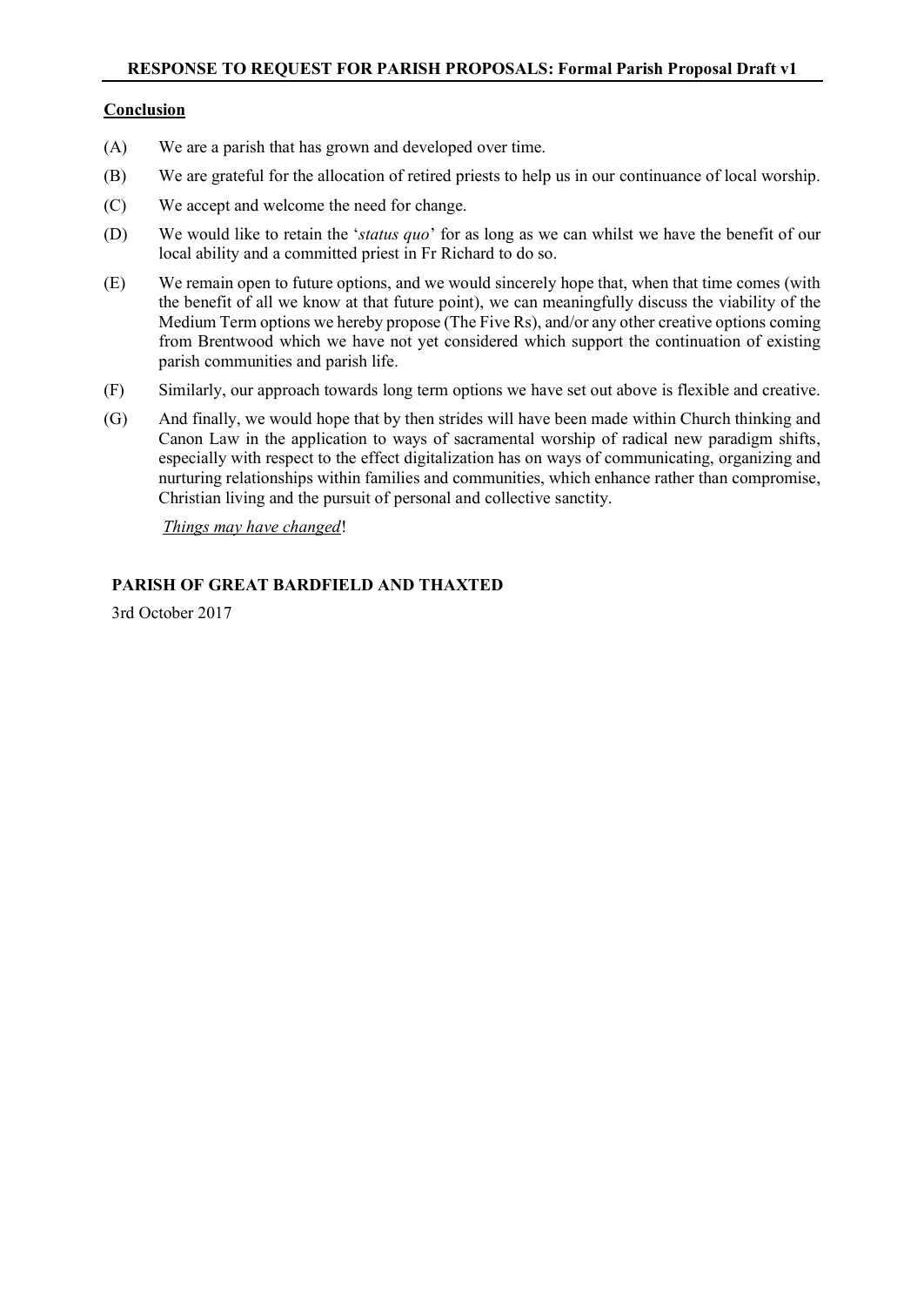## Conclusion

(A) We are a parish that has grown and developed over time.

(B) We are grateful for the allocation of retired priests to help us in our continuance of local worship.

(C) We accept and welcome the need for change.

(D) We would like to retain the '*status quo*' for as long as we can whilst we have the benefit of our local ability and a committed priest in Fr Richard to do so.

(E) We remain open to future options, and we would sincerely hope that, when that time comes (with the benefit of all we know at that future point), we can meaningfully discuss the viability of the Medium Term options we hereby propose (The Five Rs), and/or any other creative options coming from Brentwood which we have not yet considered which support the continuation of existing parish communities and parish life.

(F) Similarly, our approach towards long term options we have set out above is flexible and creative.

(G) And finally, we would hope that by then strides will have been made within Church thinking and Canon Law in the application to ways of sacramental worship of radical new paradigm shifts, especially with respect to the effect digitalization has on ways of communicating, organizing and nurturing relationships within families and communities, which enhance rather than compromise, Christian living and the pursuit of personal and collective sanctity.

*Things may have changed*!

**PARISH OF GREAT BARDFIELD AND THAXTED**

3rd October 2017